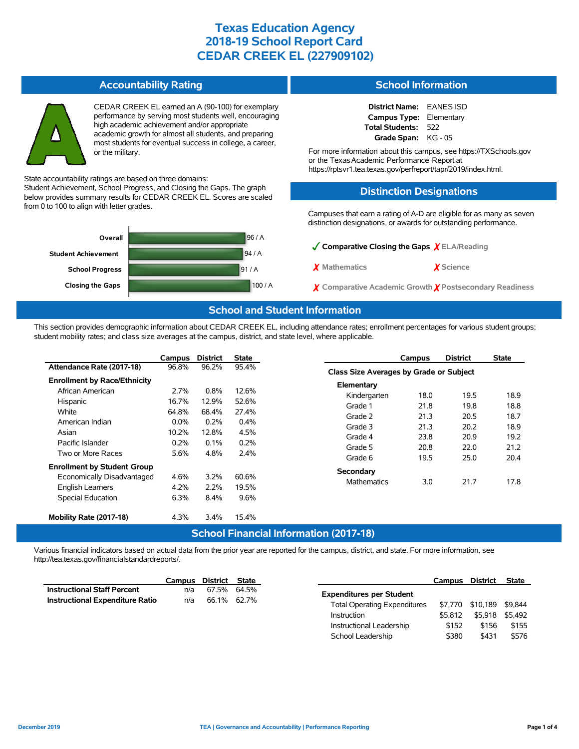# Texas Education Agency
# 2018-19 School Report Card
# CEDAR CREEK EL (227909102)

## Accountability Rating

**A**

CEDAR CREEK EL earned an A (90-100) for exemplary performance by serving most students well, encouraging high academic achievement and/or appropriate academic growth for almost all students, and preparing most students for eventual success in college, a career, or the military.

State accountability ratings are based on three domains: Student Achievement, School Progress, and Closing the Gaps. The graph below provides summary results for CEDAR CREEK EL. Scores are scaled from 0 to 100 to align with letter grades.

| Domain | Score / Grade |
|---|---|
| Overall | 96 / A |
| Student Achievement | 94 / A |
| School Progress | 91 / A |
| Closing the Gaps | 100 / A |

## School Information

**District Name:** EANES ISD
**Campus Type:** Elementary
**Total Students:** 522
**Grade Span:** KG - 05

For more information about this campus, see https://TXSchools.gov or the Texas Academic Performance Report at https://rptsvr1.tea.texas.gov/perfreport/tapr/2019/index.html.

## Distinction Designations

Campuses that earn a rating of A-D are eligible for as many as seven distinction designations, or awards for outstanding performance.

- ✓ **Comparative Closing the Gaps**
- ✗ ELA/Reading
- ✗ Mathematics
- ✗ Science
- ✗ Comparative Academic Growth
- ✗ Postsecondary Readiness

## School and Student Information

This section provides demographic information about CEDAR CREEK EL, including attendance rates; enrollment percentages for various student groups; student mobility rates; and class size averages at the campus, district, and state level, where applicable.

| | Campus | District | State |
|---|---|---|---|
| **Attendance Rate (2017-18)** | 96.8% | 96.2% | 95.4% |
| **Enrollment by Race/Ethnicity** | | | |
| African American | 2.7% | 0.8% | 12.6% |
| Hispanic | 16.7% | 12.9% | 52.6% |
| White | 64.8% | 68.4% | 27.4% |
| American Indian | 0.0% | 0.2% | 0.4% |
| Asian | 10.2% | 12.8% | 4.5% |
| Pacific Islander | 0.2% | 0.1% | 0.2% |
| Two or More Races | 5.6% | 4.8% | 2.4% |
| **Enrollment by Student Group** | | | |
| Economically Disadvantaged | 4.6% | 3.2% | 60.6% |
| English Learners | 4.2% | 2.2% | 19.5% |
| Special Education | 6.3% | 8.4% | 9.6% |
| **Mobility Rate (2017-18)** | 4.3% | 3.4% | 15.4% |

| | Campus | District | State |
|---|---|---|---|
| **Class Size Averages by Grade or Subject** | | | |
| **Elementary** | | | |
| Kindergarten | 18.0 | 19.5 | 18.9 |
| Grade 1 | 21.8 | 19.8 | 18.8 |
| Grade 2 | 21.3 | 20.5 | 18.7 |
| Grade 3 | 21.3 | 20.2 | 18.9 |
| Grade 4 | 23.8 | 20.9 | 19.2 |
| Grade 5 | 20.8 | 22.0 | 21.2 |
| Grade 6 | 19.5 | 25.0 | 20.4 |
| **Secondary** | | | |
| Mathematics | 3.0 | 21.7 | 17.8 |

## School Financial Information (2017-18)

Various financial indicators based on actual data from the prior year are reported for the campus, district, and state. For more information, see http://tea.texas.gov/financialstandardreports/.

| | Campus | District | State |
|---|---|---|---|
| **Instructional Staff Percent** | n/a | 67.5% | 64.5% |
| **Instructional Expenditure Ratio** | n/a | 66.1% | 62.7% |

| | Campus | District | State |
|---|---|---|---|
| **Expenditures per Student** | | | |
| Total Operating Expenditures | $7,770 | $10,189 | $9,844 |
| Instruction | $5,812 | $5,918 | $5,492 |
| Instructional Leadership | $152 | $156 | $155 |
| School Leadership | $380 | $431 | $576 |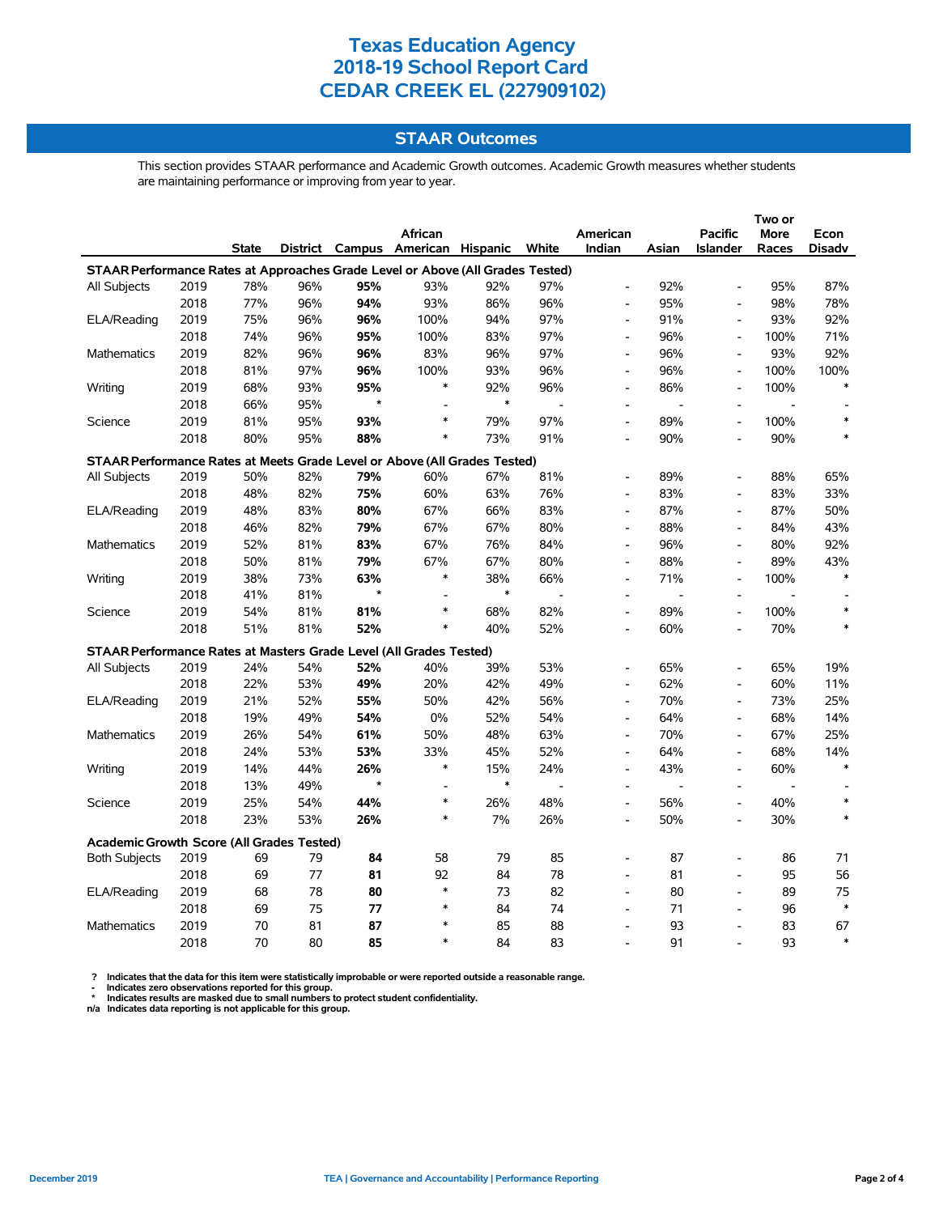# Texas Education Agency
# 2018-19 School Report Card
# CEDAR CREEK EL (227909102)

## STAAR Outcomes

This section provides STAAR performance and Academic Growth outcomes. Academic Growth measures whether students are maintaining performance or improving from year to year.

| | | State | District | Campus | African American | Hispanic | White | American Indian | Asian | Pacific Islander | Two or More Races | Econ Disadv |
|---|---|---|---|---|---|---|---|---|---|---|---|---|
| **STAAR Performance Rates at Approaches Grade Level or Above (All Grades Tested)** | | | | | | | | | | | | |
| All Subjects | 2019 | 78% | 96% | **95%** | 93% | 92% | 97% | - | 92% | - | 95% | 87% |
| | 2018 | 77% | 96% | **94%** | 93% | 86% | 96% | - | 95% | - | 98% | 78% |
| ELA/Reading | 2019 | 75% | 96% | **96%** | 100% | 94% | 97% | - | 91% | - | 93% | 92% |
| | 2018 | 74% | 96% | **95%** | 100% | 83% | 97% | - | 96% | - | 100% | 71% |
| Mathematics | 2019 | 82% | 96% | **96%** | 83% | 96% | 97% | - | 96% | - | 93% | 92% |
| | 2018 | 81% | 97% | **96%** | 100% | 93% | 96% | - | 96% | - | 100% | 100% |
| Writing | 2019 | 68% | 93% | **95%** | * | 92% | 96% | - | 86% | - | 100% | * |
| | 2018 | 66% | 95% | * | - | * | - | - | - | - | - | - |
| Science | 2019 | 81% | 95% | **93%** | * | 79% | 97% | - | 89% | - | 100% | * |
| | 2018 | 80% | 95% | **88%** | * | 73% | 91% | - | 90% | - | 90% | * |
| **STAAR Performance Rates at Meets Grade Level or Above (All Grades Tested)** | | | | | | | | | | | | |
| All Subjects | 2019 | 50% | 82% | **79%** | 60% | 67% | 81% | - | 89% | - | 88% | 65% |
| | 2018 | 48% | 82% | **75%** | 60% | 63% | 76% | - | 83% | - | 83% | 33% |
| ELA/Reading | 2019 | 48% | 83% | **80%** | 67% | 66% | 83% | - | 87% | - | 87% | 50% |
| | 2018 | 46% | 82% | **79%** | 67% | 67% | 80% | - | 88% | - | 84% | 43% |
| Mathematics | 2019 | 52% | 81% | **83%** | 67% | 76% | 84% | - | 96% | - | 80% | 92% |
| | 2018 | 50% | 81% | **79%** | 67% | 67% | 80% | - | 88% | - | 89% | 43% |
| Writing | 2019 | 38% | 73% | **63%** | * | 38% | 66% | - | 71% | - | 100% | * |
| | 2018 | 41% | 81% | * | - | * | - | - | - | - | - | - |
| Science | 2019 | 54% | 81% | **81%** | * | 68% | 82% | - | 89% | - | 100% | * |
| | 2018 | 51% | 81% | **52%** | * | 40% | 52% | - | 60% | - | 70% | * |
| **STAAR Performance Rates at Masters Grade Level (All Grades Tested)** | | | | | | | | | | | | |
| All Subjects | 2019 | 24% | 54% | **52%** | 40% | 39% | 53% | - | 65% | - | 65% | 19% |
| | 2018 | 22% | 53% | **49%** | 20% | 42% | 49% | - | 62% | - | 60% | 11% |
| ELA/Reading | 2019 | 21% | 52% | **55%** | 50% | 42% | 56% | - | 70% | - | 73% | 25% |
| | 2018 | 19% | 49% | **54%** | 0% | 52% | 54% | - | 64% | - | 68% | 14% |
| Mathematics | 2019 | 26% | 54% | **61%** | 50% | 48% | 63% | - | 70% | - | 67% | 25% |
| | 2018 | 24% | 53% | **53%** | 33% | 45% | 52% | - | 64% | - | 68% | 14% |
| Writing | 2019 | 14% | 44% | **26%** | * | 15% | 24% | - | 43% | - | 60% | * |
| | 2018 | 13% | 49% | * | - | * | - | - | - | - | - | - |
| Science | 2019 | 25% | 54% | **44%** | * | 26% | 48% | - | 56% | - | 40% | * |
| | 2018 | 23% | 53% | **26%** | * | 7% | 26% | - | 50% | - | 30% | * |
| **Academic Growth Score (All Grades Tested)** | | | | | | | | | | | | |
| Both Subjects | 2019 | 69 | 79 | **84** | 58 | 79 | 85 | - | 87 | - | 86 | 71 |
| | 2018 | 69 | 77 | **81** | 92 | 84 | 78 | - | 81 | - | 95 | 56 |
| ELA/Reading | 2019 | 68 | 78 | **80** | * | 73 | 82 | - | 80 | - | 89 | 75 |
| | 2018 | 69 | 75 | **77** | * | 84 | 74 | - | 71 | - | 96 | * |
| Mathematics | 2019 | 70 | 81 | **87** | * | 85 | 88 | - | 93 | - | 83 | 67 |
| | 2018 | 70 | 80 | **85** | * | 84 | 83 | - | 91 | - | 93 | * |

? Indicates that the data for this item were statistically improbable or were reported outside a reasonable range.
- Indicates zero observations reported for this group.
* Indicates results are masked due to small numbers to protect student confidentiality.
n/a Indicates data reporting is not applicable for this group.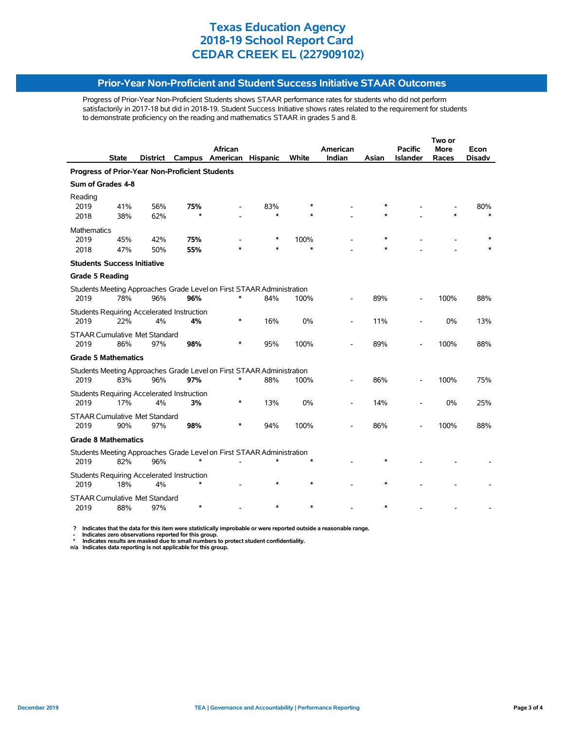# Texas Education Agency
# 2018-19 School Report Card
# CEDAR CREEK EL (227909102)

## Prior-Year Non-Proficient and Student Success Initiative STAAR Outcomes

Progress of Prior-Year Non-Proficient Students shows STAAR performance rates for students who did not perform satisfactorily in 2017-18 but did in 2018-19. Student Success Initiative shows rates related to the requirement for students to demonstrate proficiency on the reading and mathematics STAAR in grades 5 and 8.

| | State | District | Campus | African American | Hispanic | White | American Indian | Asian | Pacific Islander | Two or More Races | Econ Disadv |
|---|---|---|---|---|---|---|---|---|---|---|---|
| **Progress of Prior-Year Non-Proficient Students** | | | | | | | | | | | |
| **Sum of Grades 4-8** | | | | | | | | | | | |
| Reading | | | | | | | | | | | |
| 2019 | 41% | 56% | **75%** | - | 83% | * | - | * | - | - | 80% |
| 2018 | 38% | 62% | * | - | * | * | - | * | - | * | * |
| Mathematics | | | | | | | | | | | |
| 2019 | 45% | 42% | **75%** | - | * | 100% | - | * | - | - | * |
| 2018 | 47% | 50% | **55%** | * | * | * | - | * | - | - | * |
| **Students Success Initiative** | | | | | | | | | | | |
| **Grade 5 Reading** | | | | | | | | | | | |
| Students Meeting Approaches Grade Level on First STAAR Administration | | | | | | | | | | | |
| 2019 | 78% | 96% | **96%** | * | 84% | 100% | - | 89% | - | 100% | 88% |
| Students Requiring Accelerated Instruction | | | | | | | | | | | |
| 2019 | 22% | 4% | **4%** | * | 16% | 0% | - | 11% | - | 0% | 13% |
| STAAR Cumulative Met Standard | | | | | | | | | | | |
| 2019 | 86% | 97% | **98%** | * | 95% | 100% | - | 89% | - | 100% | 88% |
| **Grade 5 Mathematics** | | | | | | | | | | | |
| Students Meeting Approaches Grade Level on First STAAR Administration | | | | | | | | | | | |
| 2019 | 83% | 96% | **97%** | * | 88% | 100% | - | 86% | - | 100% | 75% |
| Students Requiring Accelerated Instruction | | | | | | | | | | | |
| 2019 | 17% | 4% | **3%** | * | 13% | 0% | - | 14% | - | 0% | 25% |
| STAAR Cumulative Met Standard | | | | | | | | | | | |
| 2019 | 90% | 97% | **98%** | * | 94% | 100% | - | 86% | - | 100% | 88% |
| **Grade 8 Mathematics** | | | | | | | | | | | |
| Students Meeting Approaches Grade Level on First STAAR Administration | | | | | | | | | | | |
| 2019 | 82% | 96% | * | - | * | * | - | * | - | - | - |
| Students Requiring Accelerated Instruction | | | | | | | | | | | |
| 2019 | 18% | 4% | * | - | * | * | - | * | - | - | - |
| STAAR Cumulative Met Standard | | | | | | | | | | | |
| 2019 | 88% | 97% | * | - | * | * | - | * | - | - | - |

? Indicates that the data for this item were statistically improbable or were reported outside a reasonable range.
- Indicates zero observations reported for this group.
* Indicates results are masked due to small numbers to protect student confidentiality.
n/a Indicates data reporting is not applicable for this group.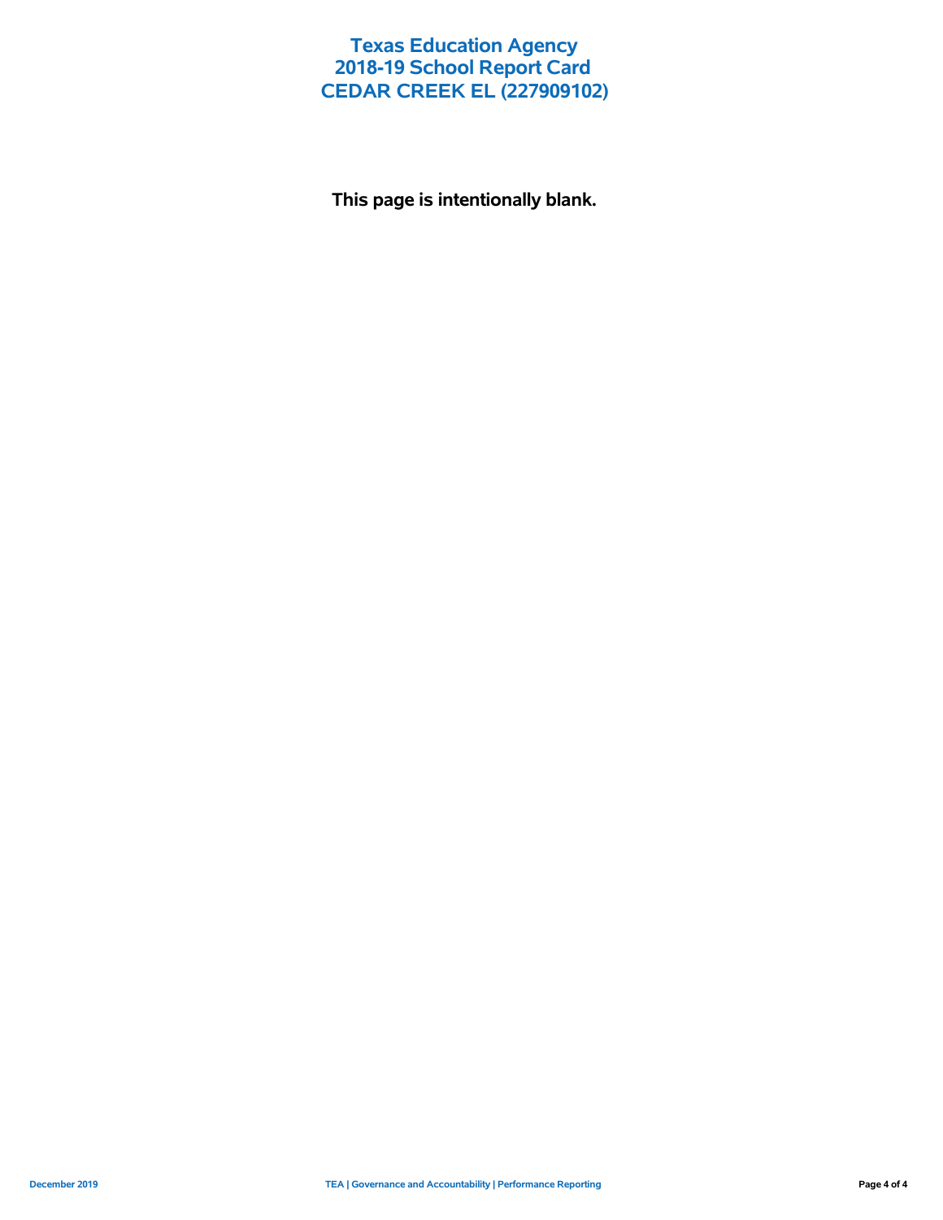# Texas Education Agency
# 2018-19 School Report Card
# CEDAR CREEK EL (227909102)

**This page is intentionally blank.**